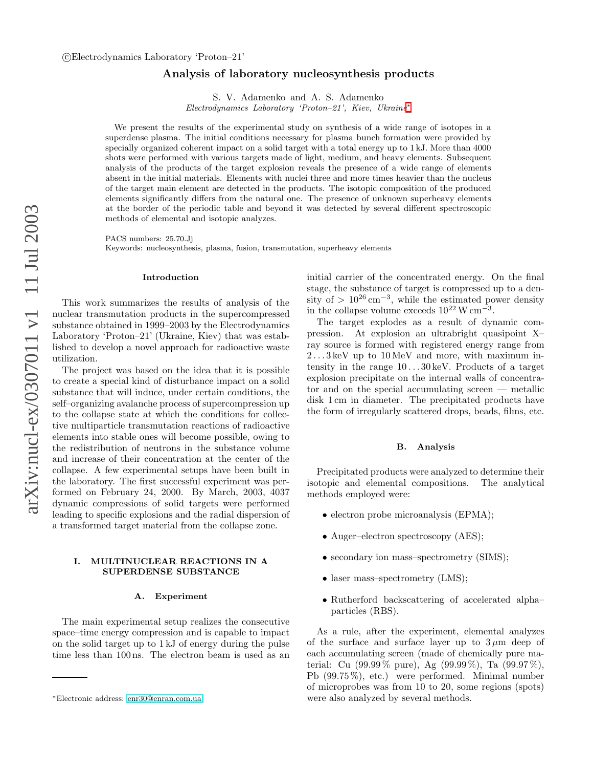©Electrodynamics Laboratory 'Proton–21'

# Analysis of laboratory nucleosynthesis products

S. V. Adamenko and A. S. Adamenko

*Electrodynamics Laboratory 'Proton–21', Kiev, Ukraine*[*]

We present the results of the experimental study on synthesis of a wide range of isotopes in a superdense plasma. The initial conditions necessary for plasma bunch formation were provided by specially organized coherent impact on a solid target with a total energy up to 1 kJ. More than 4000 shots were performed with various targets made of light, medium, and heavy elements. Subsequent analysis of the products of the target explosion reveals the presence of a wide range of elements absent in the initial materials. Elements with nuclei three and more times heavier than the nucleus of the target main element are detected in the products. The isotopic composition of the produced elements significantly differs from the natural one. The presence of unknown superheavy elements at the border of the periodic table and beyond it was detected by several different spectroscopic methods of elemental and isotopic analyzes.

PACS numbers: 25.70.Jj
Keywords: nucleosynthesis, plasma, fusion, transmutation, superheavy elements

## Introduction

This work summarizes the results of analysis of the nuclear transmutation products in the supercompressed substance obtained in 1999–2003 by the Electrodynamics Laboratory 'Proton–21' (Ukraine, Kiev) that was established to develop a novel approach for radioactive waste utilization.

The project was based on the idea that it is possible to create a special kind of disturbance impact on a solid substance that will induce, under certain conditions, the self–organizing avalanche process of supercompression up to the collapse state at which the conditions for collective multiparticle transmutation reactions of radioactive elements into stable ones will become possible, owing to the redistribution of neutrons in the substance volume and increase of their concentration at the center of the collapse. A few experimental setups have been built in the laboratory. The first successful experiment was performed on February 24, 2000. By March, 2003, 4037 dynamic compressions of solid targets were performed leading to specific explosions and the radial dispersion of a transformed target material from the collapse zone.

## I. MULTINUCLEAR REACTIONS IN A SUPERDENSE SUBSTANCE

### A. Experiment

The main experimental setup realizes the consecutive space–time energy compression and is capable to impact on the solid target up to 1 kJ of energy during the pulse time less than 100 ns. The electron beam is used as an initial carrier of the concentrated energy. On the final stage, the substance of target is compressed up to a density of $> 10^{26}\,\mathrm{cm}^{-3}$, while the estimated power density in the collapse volume exceeds $10^{22}\,\mathrm{W\,cm}^{-3}$.

The target explodes as a result of dynamic compression. At explosion an ultrabright quasipoint X–ray source is formed with registered energy range from $2\ldots3$ keV up to 10 MeV and more, with maximum intensity in the range $10\ldots30$ keV. Products of a target explosion precipitate on the internal walls of concentrator and on the special accumulating screen — metallic disk 1 cm in diameter. The precipitated products have the form of irregularly scattered drops, beads, films, etc.

### B. Analysis

Precipitated products were analyzed to determine their isotopic and elemental compositions. The analytical methods employed were:

- electron probe microanalysis (EPMA);
- Auger–electron spectroscopy (AES);
- secondary ion mass–spectrometry (SIMS);
- laser mass–spectrometry (LMS);
- Rutherford backscattering of accelerated alpha–particles (RBS).

As a rule, after the experiment, elemental analyzes of the surface and surface layer up to 3 $\mu$m deep of each accumulating screen (made of chemically pure material: Cu (99.99 % pure), Ag (99.99 %), Ta (99.97 %), Pb (99.75 %), etc.) were performed. Minimal number of microprobes was from 10 to 20, some regions (spots) were also analyzed by several methods.

[*]Electronic address: enr30@enran.com.ua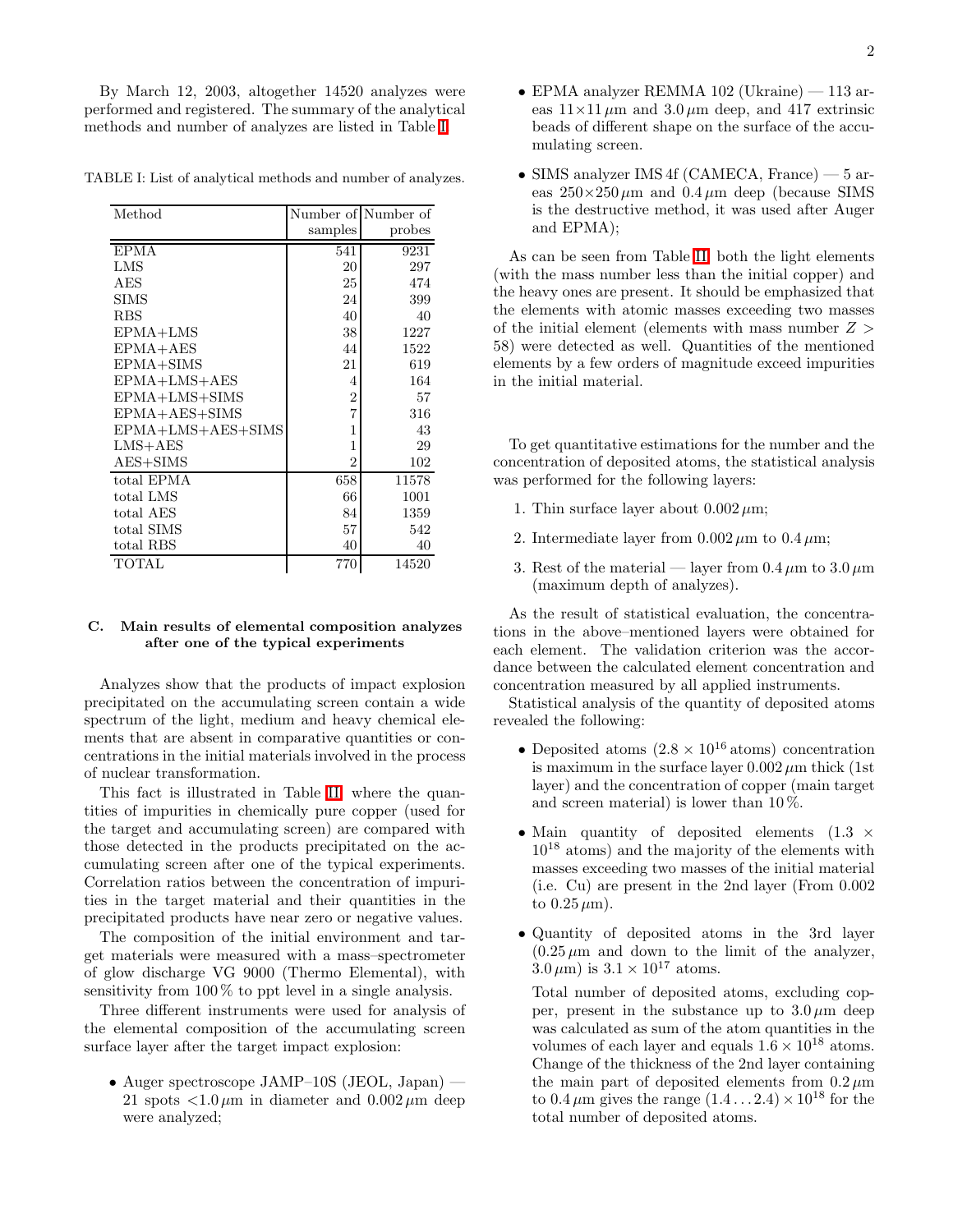By March 12, 2003, altogether 14520 analyzes were performed and registered. The summary of the analytical methods and number of analyzes are listed in Table I.

TABLE I: List of analytical methods and number of analyzes.

| Method | Number of samples | Number of probes |
|---|---|---|
| EPMA | 541 | 9231 |
| LMS | 20 | 297 |
| AES | 25 | 474 |
| SIMS | 24 | 399 |
| RBS | 40 | 40 |
| EPMA+LMS | 38 | 1227 |
| EPMA+AES | 44 | 1522 |
| EPMA+SIMS | 21 | 619 |
| EPMA+LMS+AES | 4 | 164 |
| EPMA+LMS+SIMS | 2 | 57 |
| EPMA+AES+SIMS | 7 | 316 |
| EPMA+LMS+AES+SIMS | 1 | 43 |
| LMS+AES | 1 | 29 |
| AES+SIMS | 2 | 102 |
| total EPMA | 658 | 11578 |
| total LMS | 66 | 1001 |
| total AES | 84 | 1359 |
| total SIMS | 57 | 542 |
| total RBS | 40 | 40 |
| TOTAL | 770 | 14520 |

### C. Main results of elemental composition analyzes after one of the typical experiments

Analyzes show that the products of impact explosion precipitated on the accumulating screen contain a wide spectrum of the light, medium and heavy chemical elements that are absent in comparative quantities or concentrations in the initial materials involved in the process of nuclear transformation.

This fact is illustrated in Table III, where the quantities of impurities in chemically pure copper (used for the target and accumulating screen) are compared with those detected in the products precipitated on the accumulating screen after one of the typical experiments. Correlation ratios between the concentration of impurities in the target material and their quantities in the precipitated products have near zero or negative values.

The composition of the initial environment and target materials were measured with a mass–spectrometer of glow discharge VG 9000 (Thermo Elemental), with sensitivity from 100 % to ppt level in a single analysis.

Three different instruments were used for analysis of the elemental composition of the accumulating screen surface layer after the target impact explosion:

- Auger spectroscope JAMP–10S (JEOL, Japan) — 21 spots <1.0 $\mu$m in diameter and 0.002 $\mu$m deep were analyzed;
- EPMA analyzer REMMA 102 (Ukraine) — 113 areas $11\times11\,\mu$m and 3.0 $\mu$m deep, and 417 extrinsic beads of different shape on the surface of the accumulating screen.
- SIMS analyzer IMS 4f (CAMECA, France) — 5 areas $250\times250\,\mu$m and 0.4 $\mu$m deep (because SIMS is the destructive method, it was used after Auger and EPMA);

As can be seen from Table III, both the light elements (with the mass number less than the initial copper) and the heavy ones are present. It should be emphasized that the elements with atomic masses exceeding two masses of the initial element (elements with mass number $Z > 58$) were detected as well. Quantities of the mentioned elements by a few orders of magnitude exceed impurities in the initial material.

To get quantitative estimations for the number and the concentration of deposited atoms, the statistical analysis was performed for the following layers:

1. Thin surface layer about 0.002 $\mu$m;
2. Intermediate layer from 0.002 $\mu$m to 0.4 $\mu$m;
3. Rest of the material — layer from 0.4 $\mu$m to 3.0 $\mu$m (maximum depth of analyzes).

As the result of statistical evaluation, the concentrations in the above–mentioned layers were obtained for each element. The validation criterion was the accordance between the calculated element concentration and concentration measured by all applied instruments.

Statistical analysis of the quantity of deposited atoms revealed the following:

- Deposited atoms ($2.8\times10^{16}$ atoms) concentration is maximum in the surface layer 0.002 $\mu$m thick (1st layer) and the concentration of copper (main target and screen material) is lower than 10 %.
- Main quantity of deposited elements ($1.3\times10^{18}$ atoms) and the majority of the elements with masses exceeding two masses of the initial material (i.e. Cu) are present in the 2nd layer (From 0.002 to 0.25 $\mu$m).
- Quantity of deposited atoms in the 3rd layer (0.25 $\mu$m and down to the limit of the analyzer, 3.0 $\mu$m) is $3.1\times10^{17}$ atoms.

  Total number of deposited atoms, excluding copper, present in the substance up to 3.0 $\mu$m deep was calculated as sum of the atom quantities in the volumes of each layer and equals $1.6\times10^{18}$ atoms. Change of the thickness of the 2nd layer containing the main part of deposited elements from 0.2 $\mu$m to 0.4 $\mu$m gives the range $(1.4\ldots2.4)\times10^{18}$ for the total number of deposited atoms.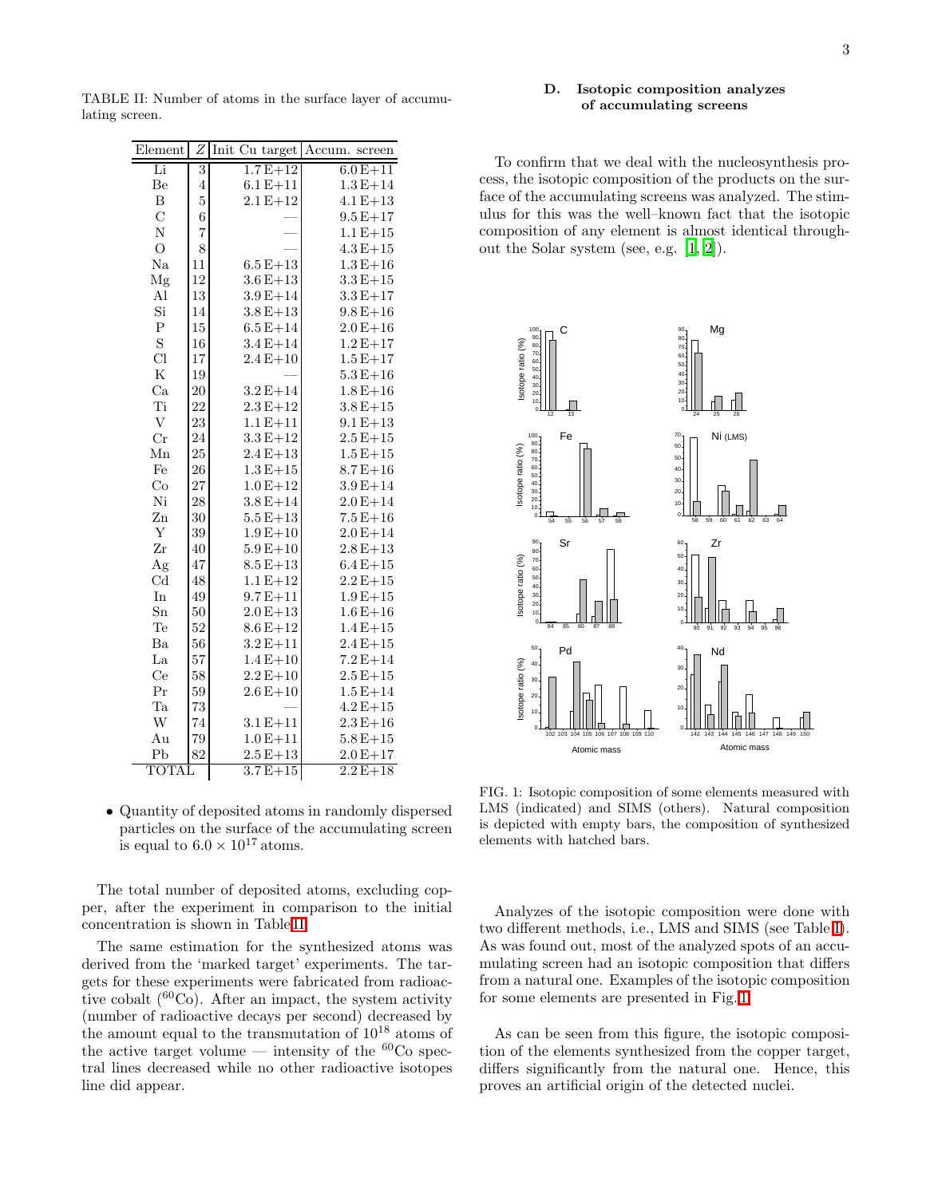TABLE II: Number of atoms in the surface layer of accumulating screen.

| Element | Z | Init Cu target | Accum. screen |
|---|---|---|---|
| Li | 3 | 1.7 E+12 | 6.0 E+11 |
| Be | 4 | 6.1 E+11 | 1.3 E+14 |
| B | 5 | 2.1 E+12 | 4.1 E+13 |
| C | 6 | — | 9.5 E+17 |
| N | 7 | — | 1.1 E+15 |
| O | 8 | — | 4.3 E+15 |
| Na | 11 | 6.5 E+13 | 1.3 E+16 |
| Mg | 12 | 3.6 E+13 | 3.3 E+15 |
| Al | 13 | 3.9 E+14 | 3.3 E+17 |
| Si | 14 | 3.8 E+13 | 9.8 E+16 |
| P | 15 | 6.5 E+14 | 2.0 E+16 |
| S | 16 | 3.4 E+14 | 1.2 E+17 |
| Cl | 17 | 2.4 E+10 | 1.5 E+17 |
| K | 19 | — | 5.3 E+16 |
| Ca | 20 | 3.2 E+14 | 1.8 E+16 |
| Ti | 22 | 2.3 E+12 | 3.8 E+15 |
| V | 23 | 1.1 E+11 | 9.1 E+13 |
| Cr | 24 | 3.3 E+12 | 2.5 E+15 |
| Mn | 25 | 2.4 E+13 | 1.5 E+15 |
| Fe | 26 | 1.3 E+15 | 8.7 E+16 |
| Co | 27 | 1.0 E+12 | 3.9 E+14 |
| Ni | 28 | 3.8 E+14 | 2.0 E+14 |
| Zn | 30 | 5.5 E+13 | 7.5 E+16 |
| Y | 39 | 1.9 E+10 | 2.0 E+14 |
| Zr | 40 | 5.9 E+10 | 2.8 E+13 |
| Ag | 47 | 8.5 E+13 | 6.4 E+15 |
| Cd | 48 | 1.1 E+12 | 2.2 E+15 |
| In | 49 | 9.7 E+11 | 1.9 E+15 |
| Sn | 50 | 2.0 E+13 | 1.6 E+16 |
| Te | 52 | 8.6 E+12 | 1.4 E+15 |
| Ba | 56 | 3.2 E+11 | 2.4 E+15 |
| La | 57 | 1.4 E+10 | 7.2 E+14 |
| Ce | 58 | 2.2 E+10 | 2.5 E+15 |
| Pr | 59 | 2.6 E+10 | 1.5 E+14 |
| Ta | 73 | — | 4.2 E+15 |
| W | 74 | 3.1 E+11 | 2.3 E+16 |
| Au | 79 | 1.0 E+11 | 5.8 E+15 |
| Pb | 82 | 2.5 E+13 | 2.0 E+17 |
| TOTAL | | 3.7 E+15 | 2.2 E+18 |

- Quantity of deposited atoms in randomly dispersed particles on the surface of the accumulating screen is equal to $6.0 \times 10^{17}$ atoms.

The total number of deposited atoms, excluding copper, after the experiment in comparison to the initial concentration is shown in Table II.

The same estimation for the synthesized atoms was derived from the 'marked target' experiments. The targets for these experiments were fabricated from radioactive cobalt ($^{60}$Co). After an impact, the system activity (number of radioactive decays per second) decreased by the amount equal to the transmutation of $10^{18}$ atoms of the active target volume — intensity of the $^{60}$Co spectral lines decreased while no other radioactive isotopes line did appear.

### D. Isotopic composition analyzes of accumulating screens

To confirm that we deal with the nucleosynthesis process, the isotopic composition of the products on the surface of the accumulating screens was analyzed. The stimulus for this was the well–known fact that the isotopic composition of any element is almost identical throughout the Solar system (see, e.g. [1, 2]).

FIG. 1: Isotopic composition of some elements measured with LMS (indicated) and SIMS (others). Natural composition is depicted with empty bars, the composition of synthesized elements with hatched bars.

Analyzes of the isotopic composition were done with two different methods, i.e., LMS and SIMS (see Table I). As was found out, most of the analyzed spots of an accumulating screen had an isotopic composition that differs from a natural one. Examples of the isotopic composition for some elements are presented in Fig. 1.

As can be seen from this figure, the isotopic composition of the elements synthesized from the copper target, differs significantly from the natural one. Hence, this proves an artificial origin of the detected nuclei.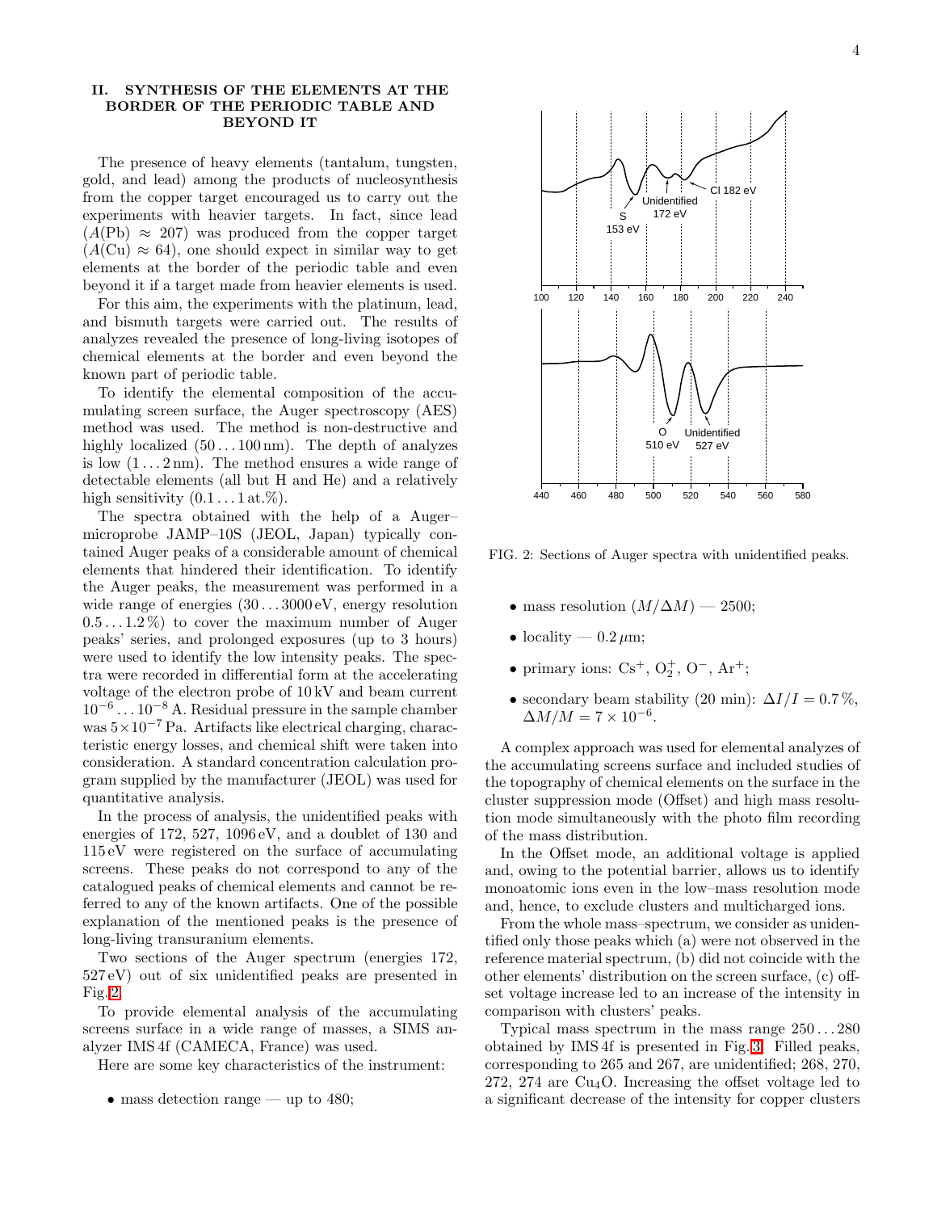## II. SYNTHESIS OF THE ELEMENTS AT THE BORDER OF THE PERIODIC TABLE AND BEYOND IT

The presence of heavy elements (tantalum, tungsten, gold, and lead) among the products of nucleosynthesis from the copper target encouraged us to carry out the experiments with heavier targets. In fact, since lead ($A(\mathrm{Pb}) \approx 207$) was produced from the copper target ($A(\mathrm{Cu}) \approx 64$), one should expect in similar way to get elements at the border of the periodic table and even beyond it if a target made from heavier elements is used.

For this aim, the experiments with the platinum, lead, and bismuth targets were carried out. The results of analyzes revealed the presence of long-living isotopes of chemical elements at the border and even beyond the known part of periodic table.

To identify the elemental composition of the accumulating screen surface, the Auger spectroscopy (AES) method was used. The method is non-destructive and highly localized (50 . . . 100 nm). The depth of analyzes is low (1 . . . 2 nm). The method ensures a wide range of detectable elements (all but H and He) and a relatively high sensitivity (0.1 . . . 1 at.%).

The spectra obtained with the help of a Auger–microprobe JAMP–10S (JEOL, Japan) typically contained Auger peaks of a considerable amount of chemical elements that hindered their identification. To identify the Auger peaks, the measurement was performed in a wide range of energies (30 . . . 3000 eV, energy resolution 0.5 . . . 1.2 %) to cover the maximum number of Auger peaks' series, and prolonged exposures (up to 3 hours) were used to identify the low intensity peaks. The spectra were recorded in differential form at the accelerating voltage of the electron probe of 10 kV and beam current $10^{-6} \ldots 10^{-8}$ A. Residual pressure in the sample chamber was $5\times10^{-7}$ Pa. Artifacts like electrical charging, characteristic energy losses, and chemical shift were taken into consideration. A standard concentration calculation program supplied by the manufacturer (JEOL) was used for quantitative analysis.

In the process of analysis, the unidentified peaks with energies of 172, 527, 1096 eV, and a doublet of 130 and 115 eV were registered on the surface of accumulating screens. These peaks do not correspond to any of the catalogued peaks of chemical elements and cannot be referred to any of the known artifacts. One of the possible explanation of the mentioned peaks is the presence of long-living transuranium elements.

Two sections of the Auger spectrum (energies 172, 527 eV) out of six unidentified peaks are presented in Fig. 2.

FIG. 2: Sections of Auger spectra with unidentified peaks.

To provide elemental analysis of the accumulating screens surface in a wide range of masses, a SIMS analyzer IMS 4f (CAMECA, France) was used.

Here are some key characteristics of the instrument:

- mass detection range — up to 480;
- mass resolution ($M/\Delta M$) — 2500;
- locality — 0.2 $\mu$m;
- primary ions: $Cs^+$, $O_2^+$, $O^-$, $Ar^+$;
- secondary beam stability (20 min): $\Delta I/I = 0.7\,\%$, $\Delta M/M = 7 \times 10^{-6}$.

A complex approach was used for elemental analyzes of the accumulating screens surface and included studies of the topography of chemical elements on the surface in the cluster suppression mode (Offset) and high mass resolution mode simultaneously with the photo film recording of the mass distribution.

In the Offset mode, an additional voltage is applied and, owing to the potential barrier, allows us to identify monoatomic ions even in the low–mass resolution mode and, hence, to exclude clusters and multicharged ions.

From the whole mass–spectrum, we consider as unidentified only those peaks which (a) were not observed in the reference material spectrum, (b) did not coincide with the other elements' distribution on the screen surface, (c) offset voltage increase led to an increase of the intensity in comparison with clusters' peaks.

Typical mass spectrum in the mass range 250 . . . 280 obtained by IMS 4f is presented in Fig. 3. Filled peaks, corresponding to 265 and 267, are unidentified; 268, 270, 272, 274 are $Cu_4O$. Increasing the offset voltage led to a significant decrease of the intensity for copper clusters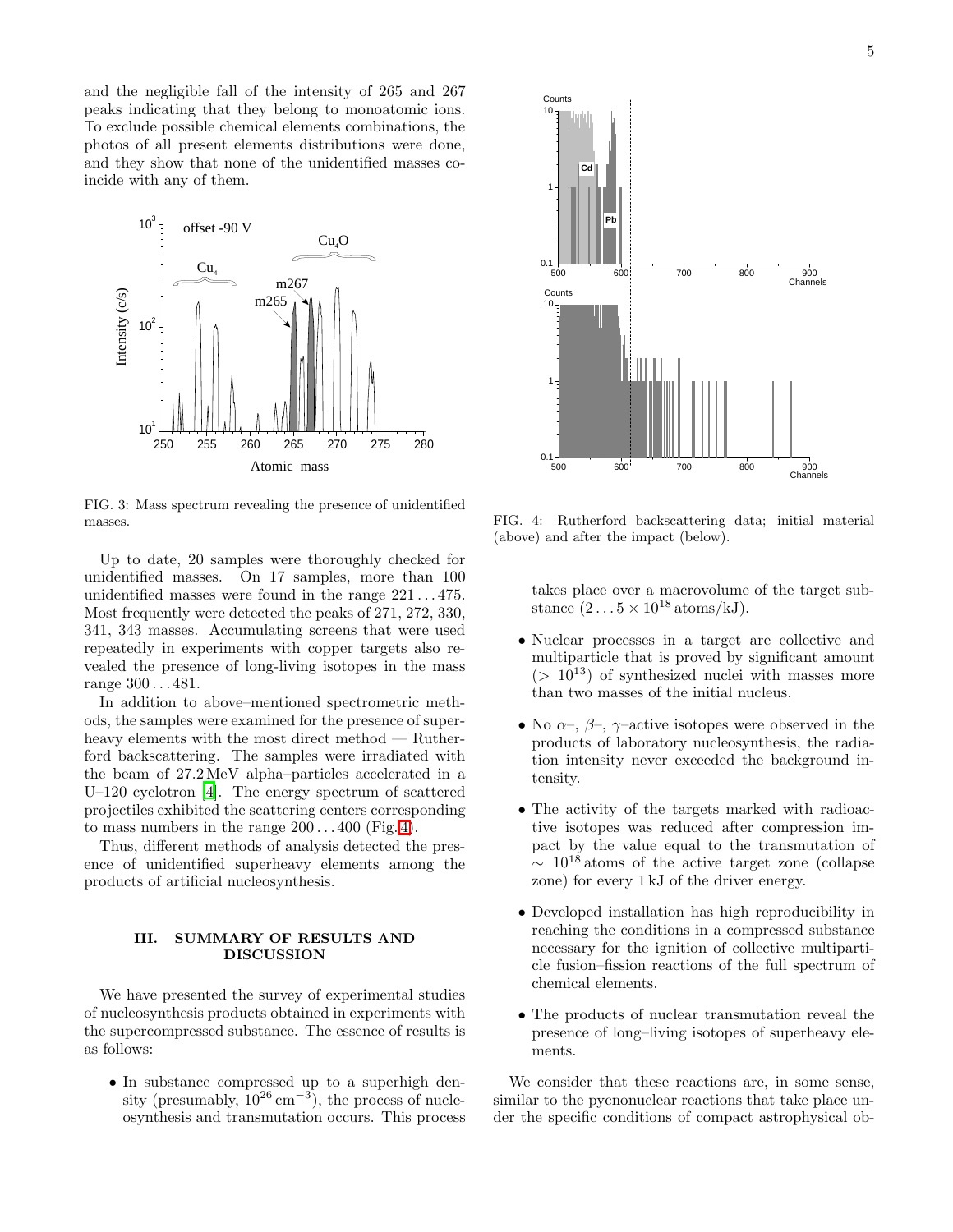and the negligible fall of the intensity of 265 and 267 peaks indicating that they belong to monoatomic ions. To exclude possible chemical elements combinations, the photos of all present elements distributions were done, and they show that none of the unidentified masses coincide with any of them.

FIG. 3: Mass spectrum revealing the presence of unidentified masses.

Up to date, 20 samples were thoroughly checked for unidentified masses. On 17 samples, more than 100 unidentified masses were found in the range 221 . . . 475. Most frequently were detected the peaks of 271, 272, 330, 341, 343 masses. Accumulating screens that were used repeatedly in experiments with copper targets also revealed the presence of long-living isotopes in the mass range 300 . . . 481.

In addition to above–mentioned spectrometric methods, the samples were examined for the presence of superheavy elements with the most direct method — Rutherford backscattering. The samples were irradiated with the beam of 27.2 MeV alpha–particles accelerated in a U–120 cyclotron [4]. The energy spectrum of scattered projectiles exhibited the scattering centers corresponding to mass numbers in the range 200 . . . 400 (Fig. 4).

Thus, different methods of analysis detected the presence of unidentified superheavy elements among the products of artificial nucleosynthesis.

FIG. 4: Rutherford backscattering data; initial material (above) and after the impact (below).

## III. SUMMARY OF RESULTS AND DISCUSSION

We have presented the survey of experimental studies of nucleosynthesis products obtained in experiments with the supercompressed substance. The essence of results is as follows:

- In substance compressed up to a superhigh density (presumably, $10^{26}\,\mathrm{cm}^{-3}$), the process of nucleosynthesis and transmutation occurs. This process takes place over a macrovolume of the target substance ($2 \ldots 5 \times 10^{18}$ atoms/kJ).
- Nuclear processes in a target are collective and multiparticle that is proved by significant amount ($> 10^{13}$) of synthesized nuclei with masses more than two masses of the initial nucleus.
- No $\alpha$–, $\beta$–, $\gamma$–active isotopes were observed in the products of laboratory nucleosynthesis, the radiation intensity never exceeded the background intensity.
- The activity of the targets marked with radioactive isotopes was reduced after compression impact by the value equal to the transmutation of $\sim 10^{18}$ atoms of the active target zone (collapse zone) for every 1 kJ of the driver energy.
- Developed installation has high reproducibility in reaching the conditions in a compressed substance necessary for the ignition of collective multiparticle fusion–fission reactions of the full spectrum of chemical elements.
- The products of nuclear transmutation reveal the presence of long–living isotopes of superheavy elements.

We consider that these reactions are, in some sense, similar to the pycnonuclear reactions that take place under the specific conditions of compact astrophysical ob-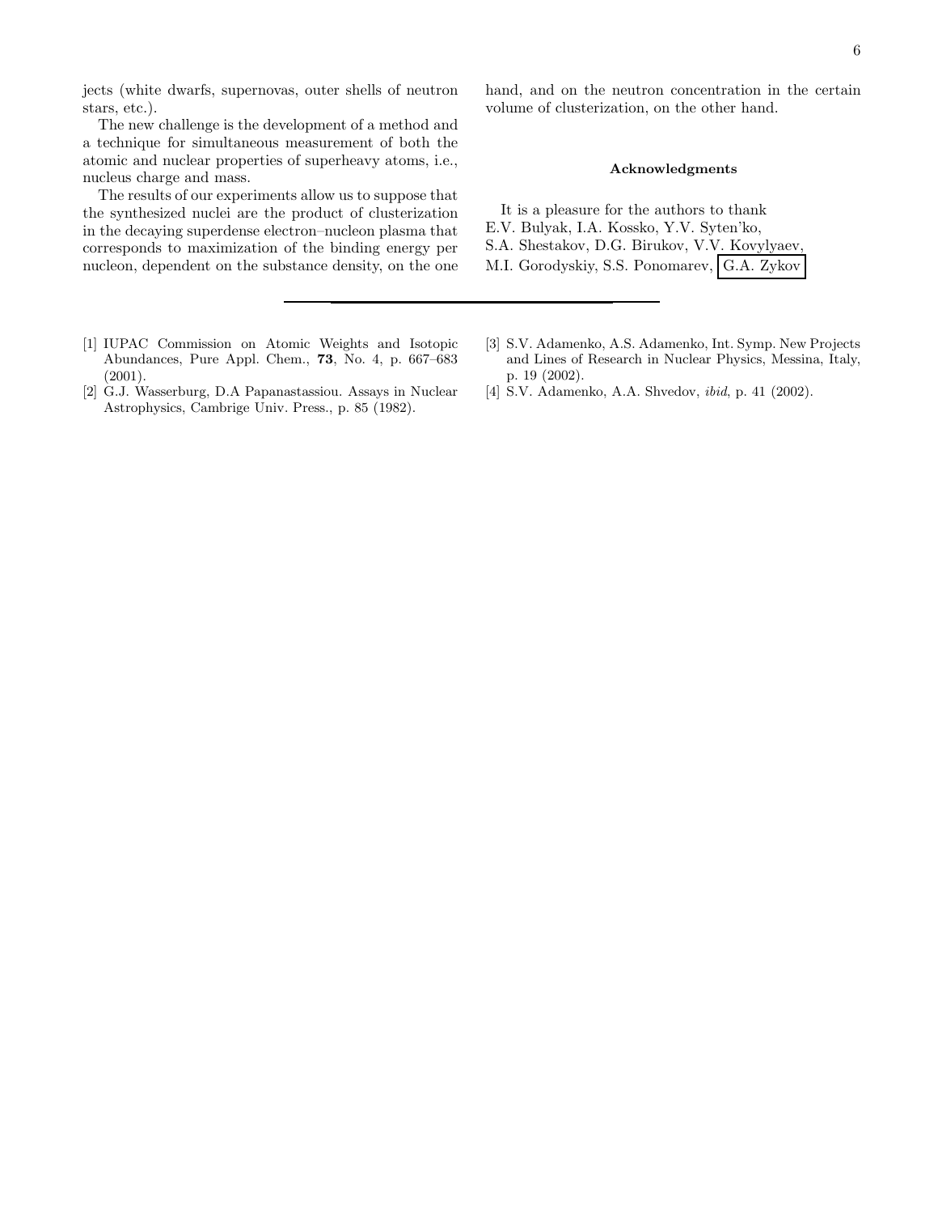jects (white dwarfs, supernovas, outer shells of neutron stars, etc.).

The new challenge is the development of a method and a technique for simultaneous measurement of both the atomic and nuclear properties of superheavy atoms, i.e., nucleus charge and mass.

The results of our experiments allow us to suppose that the synthesized nuclei are the product of clusterization in the decaying superdense electron–nucleon plasma that corresponds to maximization of the binding energy per nucleon, dependent on the substance density, on the one hand, and on the neutron concentration in the certain volume of clusterization, on the other hand.

### Acknowledgments

It is a pleasure for the authors to thank E.V. Bulyak, I.A. Kossko, Y.V. Syten'ko, S.A. Shestakov, D.G. Birukov, V.V. Kovylyaev, M.I. Gorodyskiy, S.S. Ponomarev, G.A. Zykov

---

[1] IUPAC Commission on Atomic Weights and Isotopic Abundances, Pure Appl. Chem., **73**, No. 4, p. 667–683 (2001).

[2] G.J. Wasserburg, D.A Papanastassiou. Assays in Nuclear Astrophysics, Cambrige Univ. Press., p. 85 (1982).

[3] S.V. Adamenko, A.S. Adamenko, Int. Symp. New Projects and Lines of Research in Nuclear Physics, Messina, Italy, p. 19 (2002).

[4] S.V. Adamenko, A.A. Shvedov, *ibid*, p. 41 (2002).